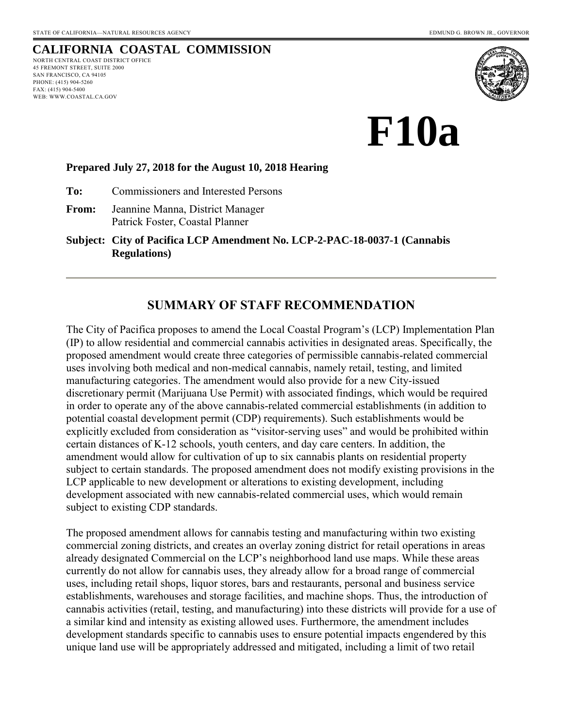STATE OF CALIFORNIA—NATURAL RESOURCES AGENCY EDMUND G. BROWN JR., GOVERNOR

# CALIFORNIA COASTAL COMMISSION

NORTH CENTRAL COAST DISTRICT OFFICE
45 FREMONT STREET, SUITE 2000
SAN FRANCISCO, CA 94105
PHONE: (415) 904-5260
FAX: (415) 904-5400
WEB: WWW.COASTAL.CA.GOV

# F10a

**Prepared July 27, 2018 for the August 10, 2018 Hearing**

**To:** Commissioners and Interested Persons

**From:** Jeannine Manna, District Manager
Patrick Foster, Coastal Planner

**Subject: City of Pacifica LCP Amendment No. LCP-2-PAC-18-0037-1 (Cannabis Regulations)**

## SUMMARY OF STAFF RECOMMENDATION

The City of Pacifica proposes to amend the Local Coastal Program's (LCP) Implementation Plan (IP) to allow residential and commercial cannabis activities in designated areas. Specifically, the proposed amendment would create three categories of permissible cannabis-related commercial uses involving both medical and non-medical cannabis, namely retail, testing, and limited manufacturing categories. The amendment would also provide for a new City-issued discretionary permit (Marijuana Use Permit) with associated findings, which would be required in order to operate any of the above cannabis-related commercial establishments (in addition to potential coastal development permit (CDP) requirements). Such establishments would be explicitly excluded from consideration as "visitor-serving uses" and would be prohibited within certain distances of K-12 schools, youth centers, and day care centers. In addition, the amendment would allow for cultivation of up to six cannabis plants on residential property subject to certain standards. The proposed amendment does not modify existing provisions in the LCP applicable to new development or alterations to existing development, including development associated with new cannabis-related commercial uses, which would remain subject to existing CDP standards.

The proposed amendment allows for cannabis testing and manufacturing within two existing commercial zoning districts, and creates an overlay zoning district for retail operations in areas already designated Commercial on the LCP's neighborhood land use maps. While these areas currently do not allow for cannabis uses, they already allow for a broad range of commercial uses, including retail shops, liquor stores, bars and restaurants, personal and business service establishments, warehouses and storage facilities, and machine shops. Thus, the introduction of cannabis activities (retail, testing, and manufacturing) into these districts will provide for a use of a similar kind and intensity as existing allowed uses. Furthermore, the amendment includes development standards specific to cannabis uses to ensure potential impacts engendered by this unique land use will be appropriately addressed and mitigated, including a limit of two retail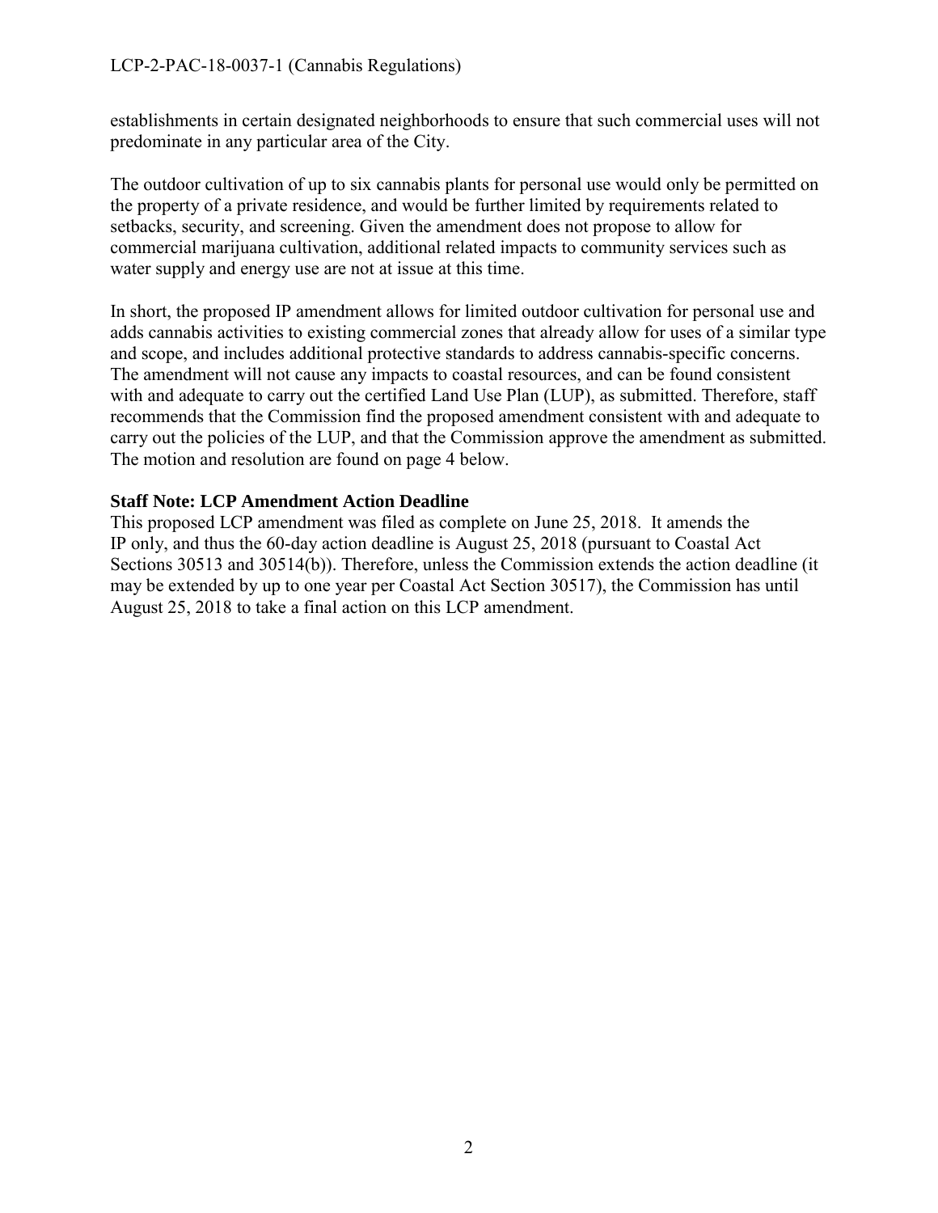establishments in certain designated neighborhoods to ensure that such commercial uses will not predominate in any particular area of the City.

The outdoor cultivation of up to six cannabis plants for personal use would only be permitted on the property of a private residence, and would be further limited by requirements related to setbacks, security, and screening. Given the amendment does not propose to allow for commercial marijuana cultivation, additional related impacts to community services such as water supply and energy use are not at issue at this time.

In short, the proposed IP amendment allows for limited outdoor cultivation for personal use and adds cannabis activities to existing commercial zones that already allow for uses of a similar type and scope, and includes additional protective standards to address cannabis-specific concerns. The amendment will not cause any impacts to coastal resources, and can be found consistent with and adequate to carry out the certified Land Use Plan (LUP), as submitted. Therefore, staff recommends that the Commission find the proposed amendment consistent with and adequate to carry out the policies of the LUP, and that the Commission approve the amendment as submitted. The motion and resolution are found on page 4 below.

**Staff Note: LCP Amendment Action Deadline**

This proposed LCP amendment was filed as complete on June 25, 2018. It amends the IP only, and thus the 60-day action deadline is August 25, 2018 (pursuant to Coastal Act Sections 30513 and 30514(b)). Therefore, unless the Commission extends the action deadline (it may be extended by up to one year per Coastal Act Section 30517), the Commission has until August 25, 2018 to take a final action on this LCP amendment.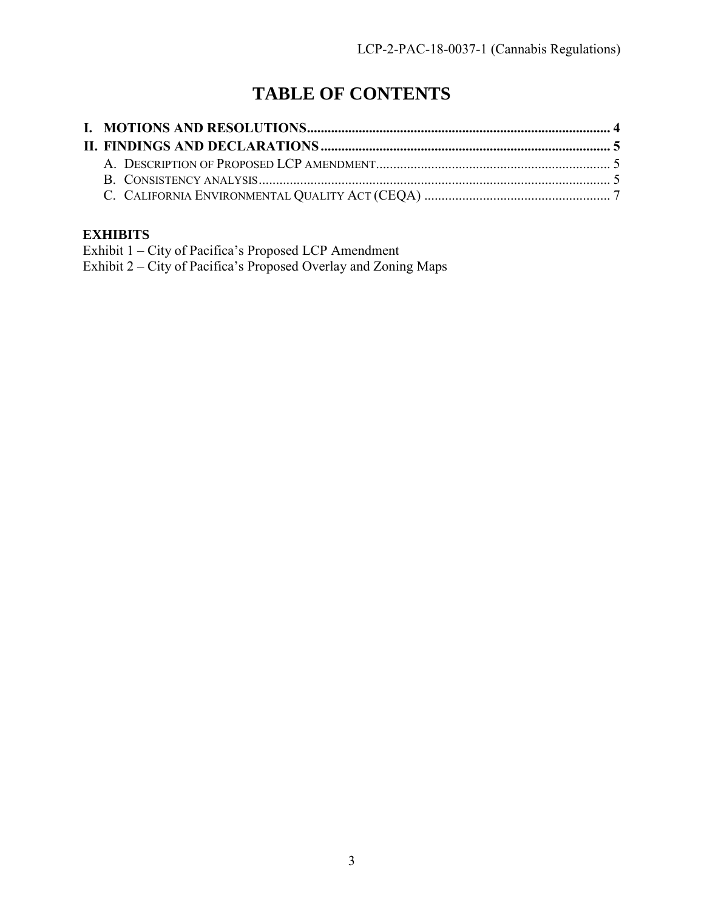# TABLE OF CONTENTS

**I. MOTIONS AND RESOLUTIONS** ........ 4

**II. FINDINGS AND DECLARATIONS** ........ 5

A. DESCRIPTION OF PROPOSED LCP AMENDMENT ........ 5

B. CONSISTENCY ANALYSIS ........ 5

C. CALIFORNIA ENVIRONMENTAL QUALITY ACT (CEQA) ........ 7

**EXHIBITS**

Exhibit 1 – City of Pacifica's Proposed LCP Amendment

Exhibit 2 – City of Pacifica's Proposed Overlay and Zoning Maps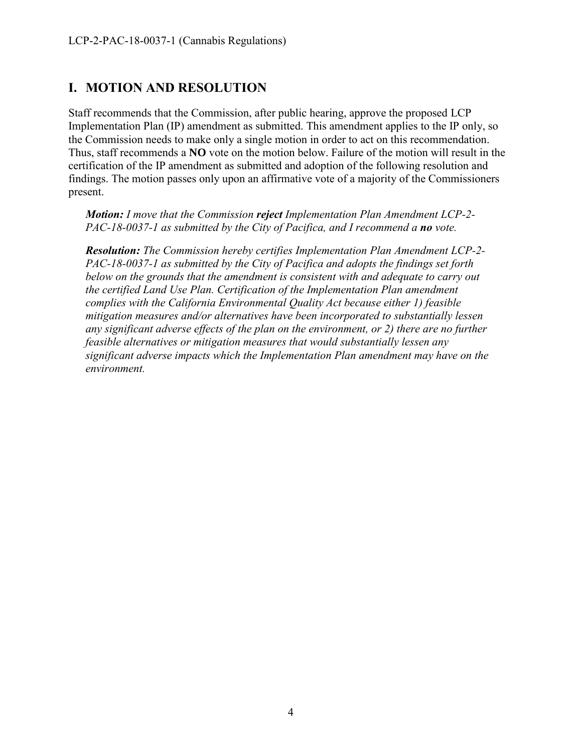## I. MOTION AND RESOLUTION

Staff recommends that the Commission, after public hearing, approve the proposed LCP Implementation Plan (IP) amendment as submitted. This amendment applies to the IP only, so the Commission needs to make only a single motion in order to act on this recommendation. Thus, staff recommends a **NO** vote on the motion below. Failure of the motion will result in the certification of the IP amendment as submitted and adoption of the following resolution and findings. The motion passes only upon an affirmative vote of a majority of the Commissioners present.

> ***Motion:*** *I move that the Commission* ***reject*** *Implementation Plan Amendment LCP-2-PAC-18-0037-1 as submitted by the City of Pacifica, and I recommend a* ***no*** *vote.*
>
> ***Resolution:*** *The Commission hereby certifies Implementation Plan Amendment LCP-2-PAC-18-0037-1 as submitted by the City of Pacifica and adopts the findings set forth below on the grounds that the amendment is consistent with and adequate to carry out the certified Land Use Plan. Certification of the Implementation Plan amendment complies with the California Environmental Quality Act because either 1) feasible mitigation measures and/or alternatives have been incorporated to substantially lessen any significant adverse effects of the plan on the environment, or 2) there are no further feasible alternatives or mitigation measures that would substantially lessen any significant adverse impacts which the Implementation Plan amendment may have on the environment.*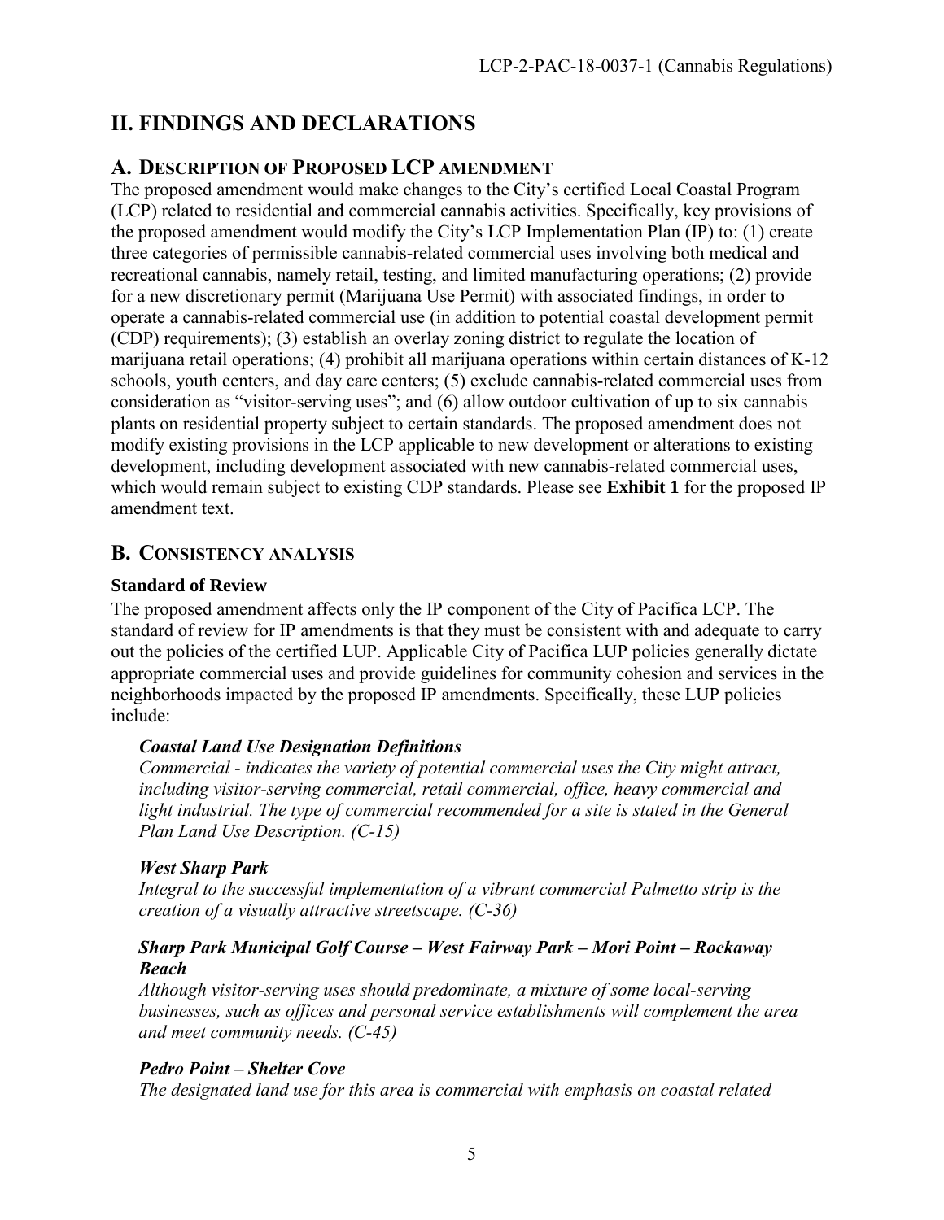## II. FINDINGS AND DECLARATIONS

### A. Description of Proposed LCP amendment

The proposed amendment would make changes to the City's certified Local Coastal Program (LCP) related to residential and commercial cannabis activities. Specifically, key provisions of the proposed amendment would modify the City's LCP Implementation Plan (IP) to: (1) create three categories of permissible cannabis-related commercial uses involving both medical and recreational cannabis, namely retail, testing, and limited manufacturing operations; (2) provide for a new discretionary permit (Marijuana Use Permit) with associated findings, in order to operate a cannabis-related commercial use (in addition to potential coastal development permit (CDP) requirements); (3) establish an overlay zoning district to regulate the location of marijuana retail operations; (4) prohibit all marijuana operations within certain distances of K-12 schools, youth centers, and day care centers; (5) exclude cannabis-related commercial uses from consideration as "visitor-serving uses"; and (6) allow outdoor cultivation of up to six cannabis plants on residential property subject to certain standards. The proposed amendment does not modify existing provisions in the LCP applicable to new development or alterations to existing development, including development associated with new cannabis-related commercial uses, which would remain subject to existing CDP standards. Please see **Exhibit 1** for the proposed IP amendment text.

### B. Consistency analysis

#### Standard of Review

The proposed amendment affects only the IP component of the City of Pacifica LCP. The standard of review for IP amendments is that they must be consistent with and adequate to carry out the policies of the certified LUP. Applicable City of Pacifica LUP policies generally dictate appropriate commercial uses and provide guidelines for community cohesion and services in the neighborhoods impacted by the proposed IP amendments. Specifically, these LUP policies include:

> ***Coastal Land Use Designation Definitions***
> *Commercial - indicates the variety of potential commercial uses the City might attract, including visitor-serving commercial, retail commercial, office, heavy commercial and light industrial. The type of commercial recommended for a site is stated in the General Plan Land Use Description. (C-15)*
>
> ***West Sharp Park***
> *Integral to the successful implementation of a vibrant commercial Palmetto strip is the creation of a visually attractive streetscape. (C-36)*
>
> ***Sharp Park Municipal Golf Course – West Fairway Park – Mori Point – Rockaway Beach***
> *Although visitor-serving uses should predominate, a mixture of some local-serving businesses, such as offices and personal service establishments will complement the area and meet community needs. (C-45)*
>
> ***Pedro Point – Shelter Cove***
> *The designated land use for this area is commercial with emphasis on coastal related*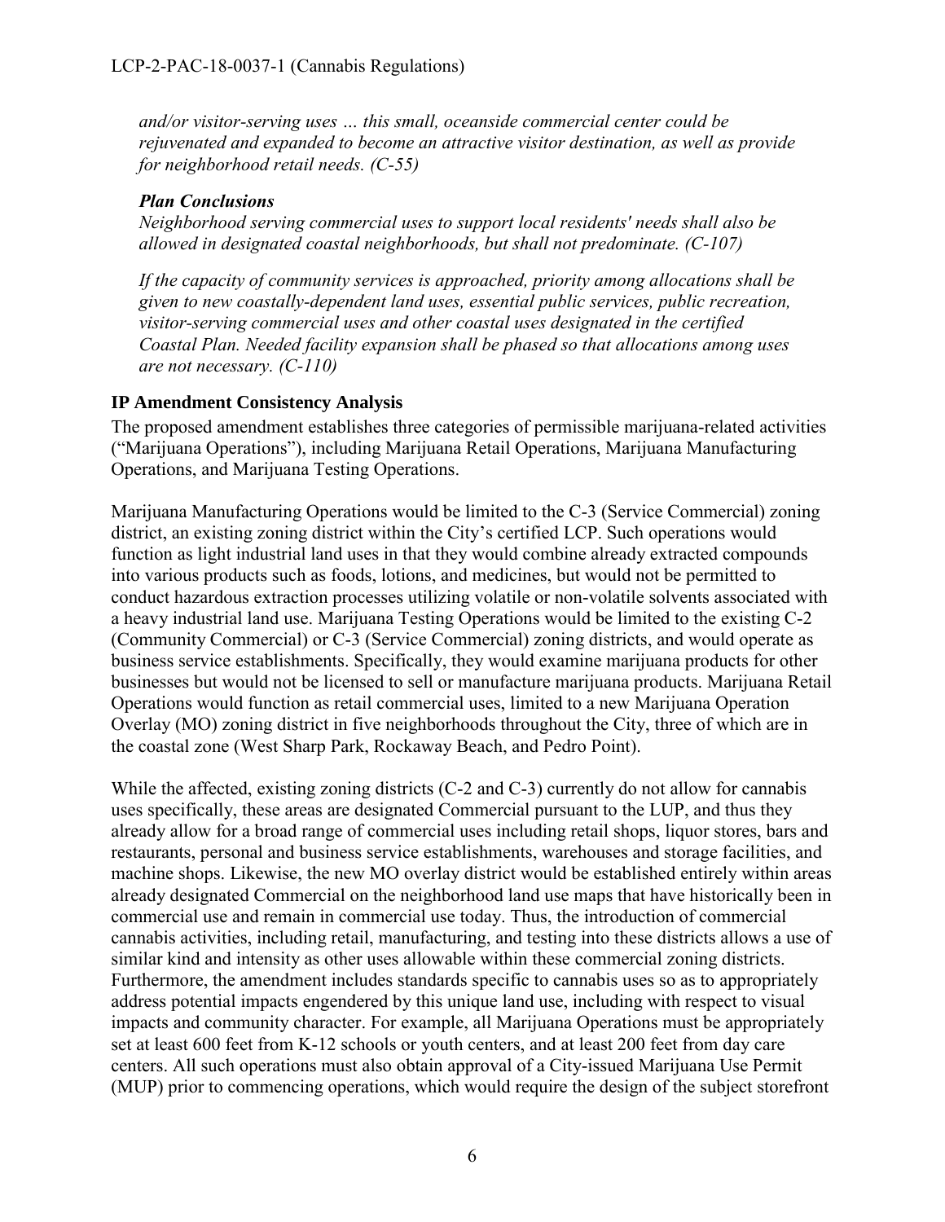*and/or visitor-serving uses … this small, oceanside commercial center could be rejuvenated and expanded to become an attractive visitor destination, as well as provide for neighborhood retail needs. (C-55)*

***Plan Conclusions***

*Neighborhood serving commercial uses to support local residents' needs shall also be allowed in designated coastal neighborhoods, but shall not predominate. (C-107)*

*If the capacity of community services is approached, priority among allocations shall be given to new coastally-dependent land uses, essential public services, public recreation, visitor-serving commercial uses and other coastal uses designated in the certified Coastal Plan. Needed facility expansion shall be phased so that allocations among uses are not necessary. (C-110)*

**IP Amendment Consistency Analysis**

The proposed amendment establishes three categories of permissible marijuana-related activities ("Marijuana Operations"), including Marijuana Retail Operations, Marijuana Manufacturing Operations, and Marijuana Testing Operations.

Marijuana Manufacturing Operations would be limited to the C-3 (Service Commercial) zoning district, an existing zoning district within the City's certified LCP. Such operations would function as light industrial land uses in that they would combine already extracted compounds into various products such as foods, lotions, and medicines, but would not be permitted to conduct hazardous extraction processes utilizing volatile or non-volatile solvents associated with a heavy industrial land use. Marijuana Testing Operations would be limited to the existing C-2 (Community Commercial) or C-3 (Service Commercial) zoning districts, and would operate as business service establishments. Specifically, they would examine marijuana products for other businesses but would not be licensed to sell or manufacture marijuana products. Marijuana Retail Operations would function as retail commercial uses, limited to a new Marijuana Operation Overlay (MO) zoning district in five neighborhoods throughout the City, three of which are in the coastal zone (West Sharp Park, Rockaway Beach, and Pedro Point).

While the affected, existing zoning districts (C-2 and C-3) currently do not allow for cannabis uses specifically, these areas are designated Commercial pursuant to the LUP, and thus they already allow for a broad range of commercial uses including retail shops, liquor stores, bars and restaurants, personal and business service establishments, warehouses and storage facilities, and machine shops. Likewise, the new MO overlay district would be established entirely within areas already designated Commercial on the neighborhood land use maps that have historically been in commercial use and remain in commercial use today. Thus, the introduction of commercial cannabis activities, including retail, manufacturing, and testing into these districts allows a use of similar kind and intensity as other uses allowable within these commercial zoning districts. Furthermore, the amendment includes standards specific to cannabis uses so as to appropriately address potential impacts engendered by this unique land use, including with respect to visual impacts and community character. For example, all Marijuana Operations must be appropriately set at least 600 feet from K-12 schools or youth centers, and at least 200 feet from day care centers. All such operations must also obtain approval of a City-issued Marijuana Use Permit (MUP) prior to commencing operations, which would require the design of the subject storefront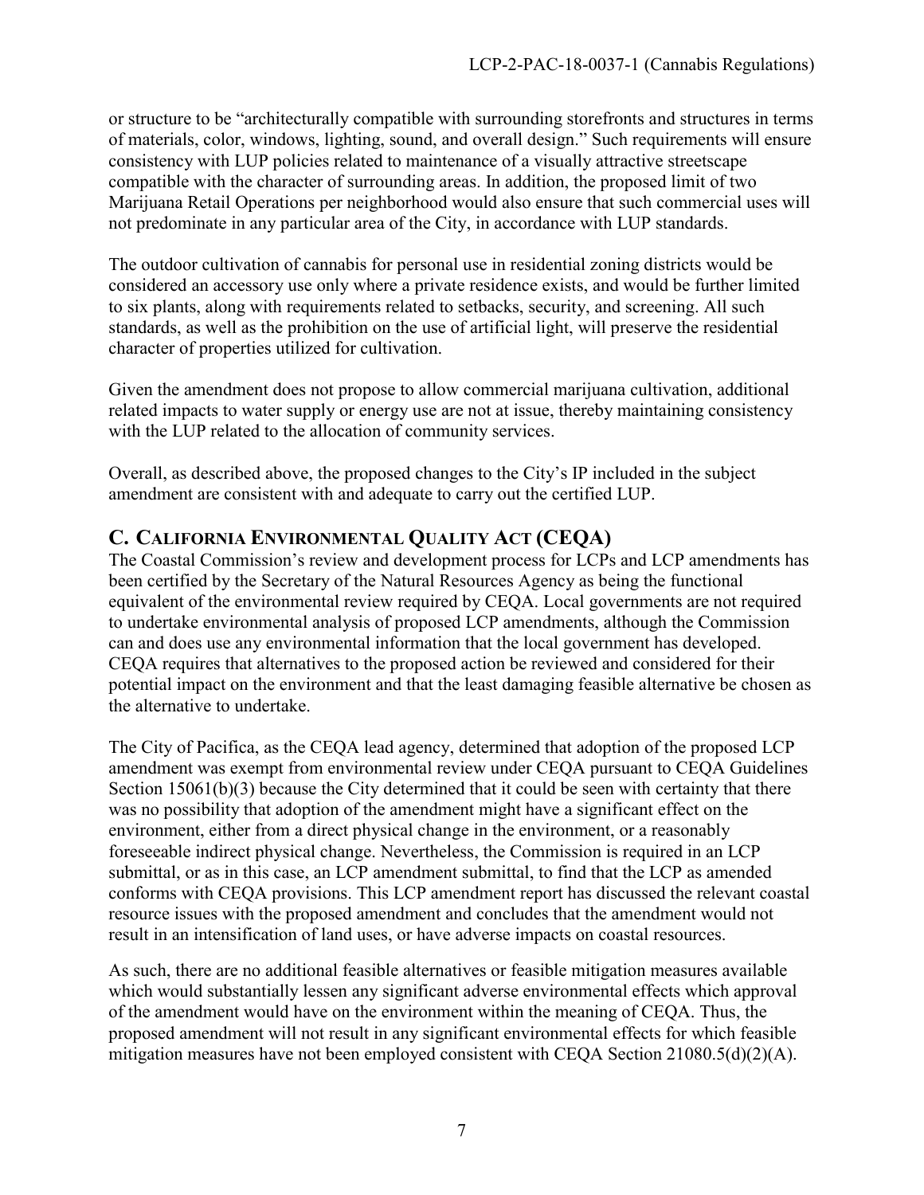or structure to be "architecturally compatible with surrounding storefronts and structures in terms of materials, color, windows, lighting, sound, and overall design." Such requirements will ensure consistency with LUP policies related to maintenance of a visually attractive streetscape compatible with the character of surrounding areas. In addition, the proposed limit of two Marijuana Retail Operations per neighborhood would also ensure that such commercial uses will not predominate in any particular area of the City, in accordance with LUP standards.

The outdoor cultivation of cannabis for personal use in residential zoning districts would be considered an accessory use only where a private residence exists, and would be further limited to six plants, along with requirements related to setbacks, security, and screening. All such standards, as well as the prohibition on the use of artificial light, will preserve the residential character of properties utilized for cultivation.

Given the amendment does not propose to allow commercial marijuana cultivation, additional related impacts to water supply or energy use are not at issue, thereby maintaining consistency with the LUP related to the allocation of community services.

Overall, as described above, the proposed changes to the City's IP included in the subject amendment are consistent with and adequate to carry out the certified LUP.

## C. CALIFORNIA ENVIRONMENTAL QUALITY ACT (CEQA)

The Coastal Commission's review and development process for LCPs and LCP amendments has been certified by the Secretary of the Natural Resources Agency as being the functional equivalent of the environmental review required by CEQA. Local governments are not required to undertake environmental analysis of proposed LCP amendments, although the Commission can and does use any environmental information that the local government has developed. CEQA requires that alternatives to the proposed action be reviewed and considered for their potential impact on the environment and that the least damaging feasible alternative be chosen as the alternative to undertake.

The City of Pacifica, as the CEQA lead agency, determined that adoption of the proposed LCP amendment was exempt from environmental review under CEQA pursuant to CEQA Guidelines Section 15061(b)(3) because the City determined that it could be seen with certainty that there was no possibility that adoption of the amendment might have a significant effect on the environment, either from a direct physical change in the environment, or a reasonably foreseeable indirect physical change. Nevertheless, the Commission is required in an LCP submittal, or as in this case, an LCP amendment submittal, to find that the LCP as amended conforms with CEQA provisions. This LCP amendment report has discussed the relevant coastal resource issues with the proposed amendment and concludes that the amendment would not result in an intensification of land uses, or have adverse impacts on coastal resources.

As such, there are no additional feasible alternatives or feasible mitigation measures available which would substantially lessen any significant adverse environmental effects which approval of the amendment would have on the environment within the meaning of CEQA. Thus, the proposed amendment will not result in any significant environmental effects for which feasible mitigation measures have not been employed consistent with CEQA Section 21080.5(d)(2)(A).